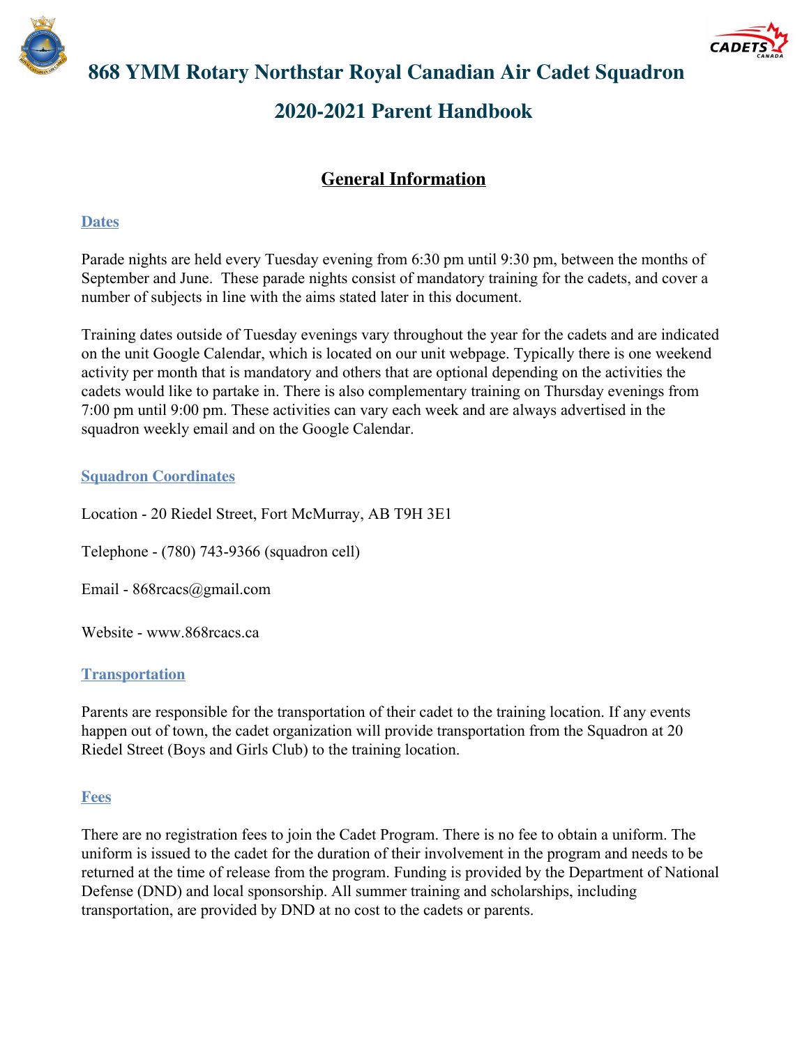# 868 YMM Rotary Northstar Royal Canadian Air Cadet Squadron

# 2020-2021 Parent Handbook

## General Information

### Dates

Parade nights are held every Tuesday evening from 6:30 pm until 9:30 pm, between the months of September and June. These parade nights consist of mandatory training for the cadets, and cover a number of subjects in line with the aims stated later in this document.

Training dates outside of Tuesday evenings vary throughout the year for the cadets and are indicated on the unit Google Calendar, which is located on our unit webpage. Typically there is one weekend activity per month that is mandatory and others that are optional depending on the activities the cadets would like to partake in. There is also complementary training on Thursday evenings from 7:00 pm until 9:00 pm. These activities can vary each week and are always advertised in the squadron weekly email and on the Google Calendar.

### Squadron Coordinates

Location - 20 Riedel Street, Fort McMurray, AB T9H 3E1

Telephone - (780) 743-9366 (squadron cell)

Email - 868rcacs@gmail.com

Website - www.868rcacs.ca

### Transportation

Parents are responsible for the transportation of their cadet to the training location. If any events happen out of town, the cadet organization will provide transportation from the Squadron at 20 Riedel Street (Boys and Girls Club) to the training location.

### Fees

There are no registration fees to join the Cadet Program. There is no fee to obtain a uniform. The uniform is issued to the cadet for the duration of their involvement in the program and needs to be returned at the time of release from the program. Funding is provided by the Department of National Defense (DND) and local sponsorship. All summer training and scholarships, including transportation, are provided by DND at no cost to the cadets or parents.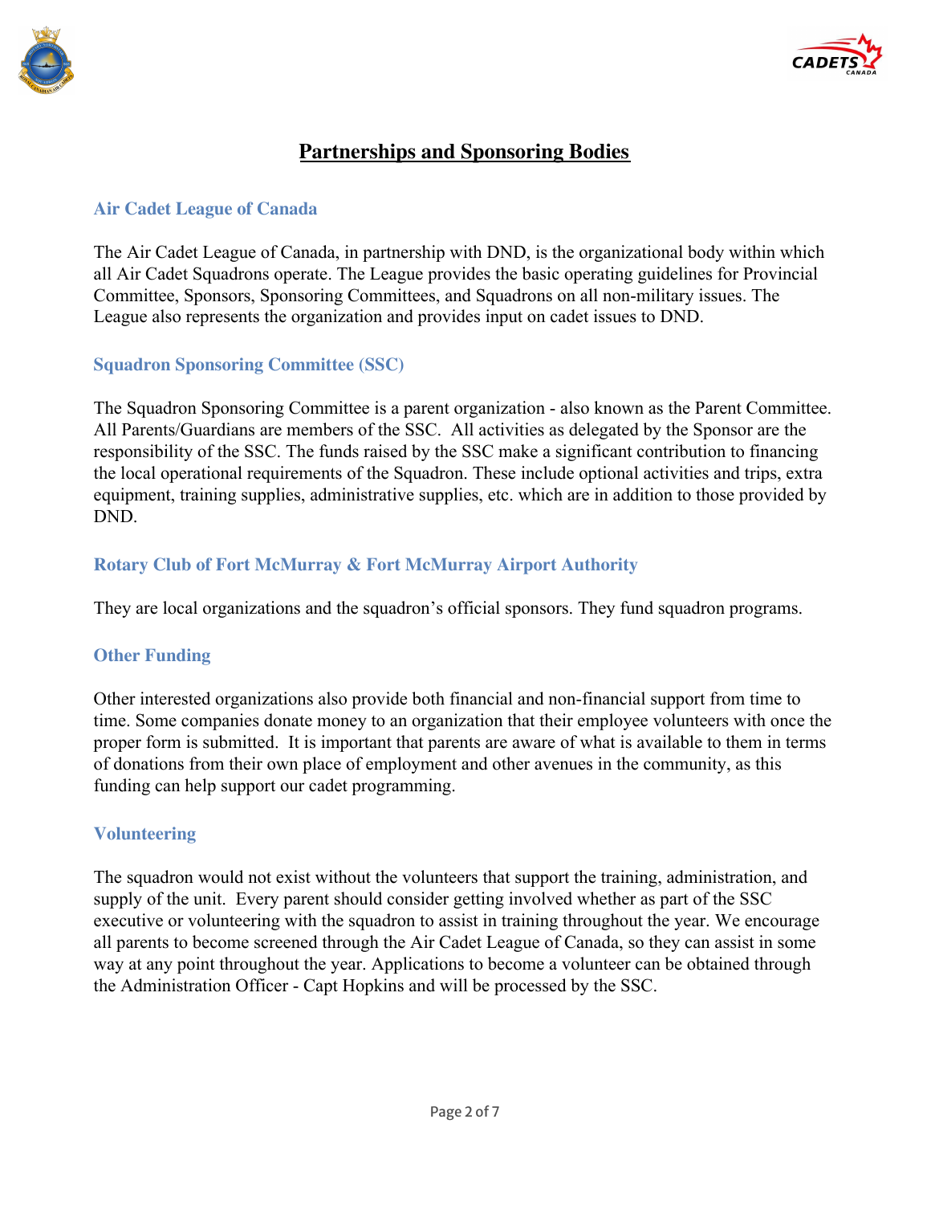# Partnerships and Sponsoring Bodies

## Air Cadet League of Canada

The Air Cadet League of Canada, in partnership with DND, is the organizational body within which all Air Cadet Squadrons operate. The League provides the basic operating guidelines for Provincial Committee, Sponsors, Sponsoring Committees, and Squadrons on all non-military issues. The League also represents the organization and provides input on cadet issues to DND.

## Squadron Sponsoring Committee (SSC)

The Squadron Sponsoring Committee is a parent organization - also known as the Parent Committee. All Parents/Guardians are members of the SSC. All activities as delegated by the Sponsor are the responsibility of the SSC. The funds raised by the SSC make a significant contribution to financing the local operational requirements of the Squadron. These include optional activities and trips, extra equipment, training supplies, administrative supplies, etc. which are in addition to those provided by DND.

## Rotary Club of Fort McMurray & Fort McMurray Airport Authority

They are local organizations and the squadron's official sponsors. They fund squadron programs.

## Other Funding

Other interested organizations also provide both financial and non-financial support from time to time. Some companies donate money to an organization that their employee volunteers with once the proper form is submitted. It is important that parents are aware of what is available to them in terms of donations from their own place of employment and other avenues in the community, as this funding can help support our cadet programming.

## Volunteering

The squadron would not exist without the volunteers that support the training, administration, and supply of the unit. Every parent should consider getting involved whether as part of the SSC executive or volunteering with the squadron to assist in training throughout the year. We encourage all parents to become screened through the Air Cadet League of Canada, so they can assist in some way at any point throughout the year. Applications to become a volunteer can be obtained through the Administration Officer - Capt Hopkins and will be processed by the SSC.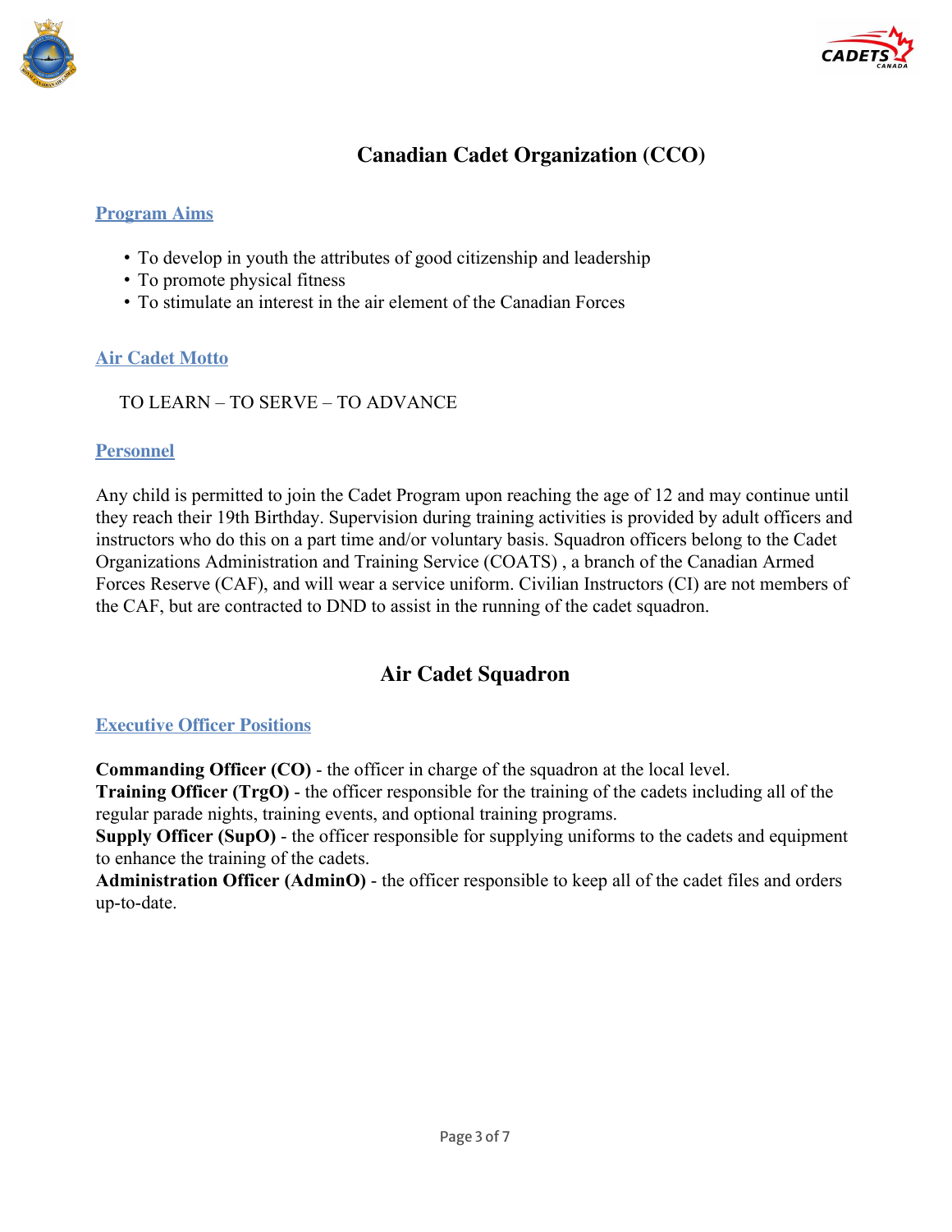# Canadian Cadet Organization (CCO)

## Program Aims

- To develop in youth the attributes of good citizenship and leadership
- To promote physical fitness
- To stimulate an interest in the air element of the Canadian Forces

## Air Cadet Motto

TO LEARN – TO SERVE – TO ADVANCE

## Personnel

Any child is permitted to join the Cadet Program upon reaching the age of 12 and may continue until they reach their 19th Birthday. Supervision during training activities is provided by adult officers and instructors who do this on a part time and/or voluntary basis. Squadron officers belong to the Cadet Organizations Administration and Training Service (COATS) , a branch of the Canadian Armed Forces Reserve (CAF), and will wear a service uniform. Civilian Instructors (CI) are not members of the CAF, but are contracted to DND to assist in the running of the cadet squadron.

# Air Cadet Squadron

## Executive Officer Positions

**Commanding Officer (CO)** - the officer in charge of the squadron at the local level.
**Training Officer (TrgO)** - the officer responsible for the training of the cadets including all of the regular parade nights, training events, and optional training programs.
**Supply Officer (SupO)** - the officer responsible for supplying uniforms to the cadets and equipment to enhance the training of the cadets.
**Administration Officer (AdminO)** - the officer responsible to keep all of the cadet files and orders up-to-date.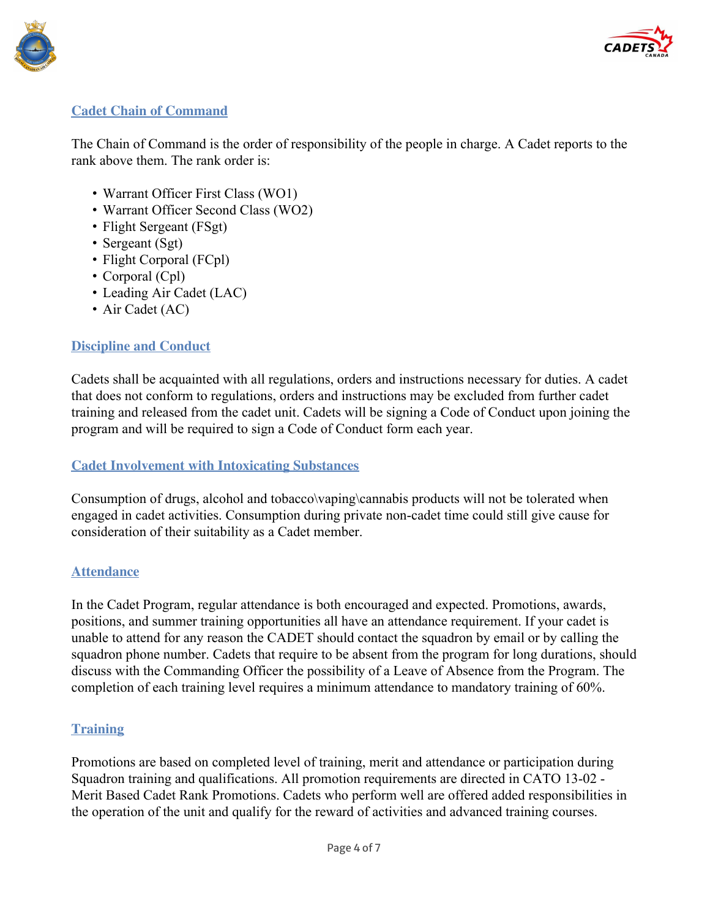## Cadet Chain of Command

The Chain of Command is the order of responsibility of the people in charge. A Cadet reports to the rank above them. The rank order is:

- Warrant Officer First Class (WO1)
- Warrant Officer Second Class (WO2)
- Flight Sergeant (FSgt)
- Sergeant (Sgt)
- Flight Corporal (FCpl)
- Corporal (Cpl)
- Leading Air Cadet (LAC)
- Air Cadet (AC)

## Discipline and Conduct

Cadets shall be acquainted with all regulations, orders and instructions necessary for duties. A cadet that does not conform to regulations, orders and instructions may be excluded from further cadet training and released from the cadet unit. Cadets will be signing a Code of Conduct upon joining the program and will be required to sign a Code of Conduct form each year.

## Cadet Involvement with Intoxicating Substances

Consumption of drugs, alcohol and tobacco\vaping\cannabis products will not be tolerated when engaged in cadet activities. Consumption during private non-cadet time could still give cause for consideration of their suitability as a Cadet member.

## Attendance

In the Cadet Program, regular attendance is both encouraged and expected. Promotions, awards, positions, and summer training opportunities all have an attendance requirement. If your cadet is unable to attend for any reason the CADET should contact the squadron by email or by calling the squadron phone number. Cadets that require to be absent from the program for long durations, should discuss with the Commanding Officer the possibility of a Leave of Absence from the Program. The completion of each training level requires a minimum attendance to mandatory training of 60%.

## Training

Promotions are based on completed level of training, merit and attendance or participation during Squadron training and qualifications. All promotion requirements are directed in CATO 13-02 - Merit Based Cadet Rank Promotions. Cadets who perform well are offered added responsibilities in the operation of the unit and qualify for the reward of activities and advanced training courses.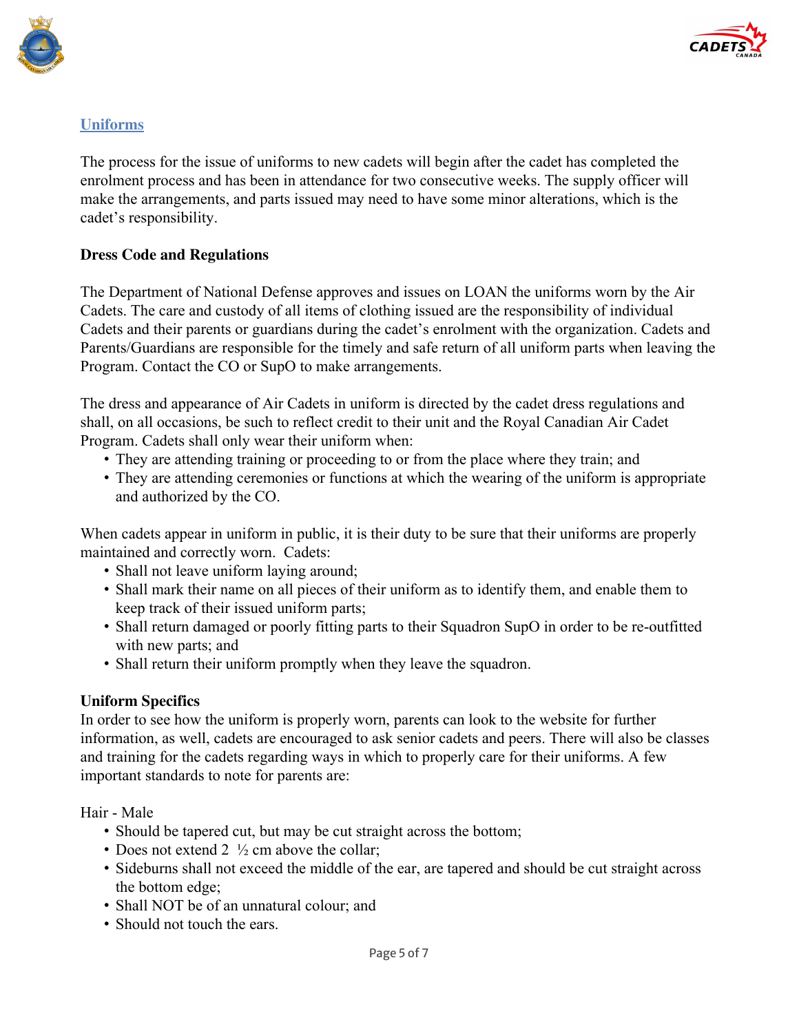## Uniforms

The process for the issue of uniforms to new cadets will begin after the cadet has completed the enrolment process and has been in attendance for two consecutive weeks. The supply officer will make the arrangements, and parts issued may need to have some minor alterations, which is the cadet's responsibility.

### Dress Code and Regulations

The Department of National Defense approves and issues on LOAN the uniforms worn by the Air Cadets. The care and custody of all items of clothing issued are the responsibility of individual Cadets and their parents or guardians during the cadet's enrolment with the organization. Cadets and Parents/Guardians are responsible for the timely and safe return of all uniform parts when leaving the Program. Contact the CO or SupO to make arrangements.

The dress and appearance of Air Cadets in uniform is directed by the cadet dress regulations and shall, on all occasions, be such to reflect credit to their unit and the Royal Canadian Air Cadet Program. Cadets shall only wear their uniform when:

- They are attending training or proceeding to or from the place where they train; and
- They are attending ceremonies or functions at which the wearing of the uniform is appropriate and authorized by the CO.

When cadets appear in uniform in public, it is their duty to be sure that their uniforms are properly maintained and correctly worn. Cadets:

- Shall not leave uniform laying around;
- Shall mark their name on all pieces of their uniform as to identify them, and enable them to keep track of their issued uniform parts;
- Shall return damaged or poorly fitting parts to their Squadron SupO in order to be re-outfitted with new parts; and
- Shall return their uniform promptly when they leave the squadron.

### Uniform Specifics

In order to see how the uniform is properly worn, parents can look to the website for further information, as well, cadets are encouraged to ask senior cadets and peers. There will also be classes and training for the cadets regarding ways in which to properly care for their uniforms. A few important standards to note for parents are:

Hair - Male

- Should be tapered cut, but may be cut straight across the bottom;
- Does not extend 2 ½ cm above the collar;
- Sideburns shall not exceed the middle of the ear, are tapered and should be cut straight across the bottom edge;
- Shall NOT be of an unnatural colour; and
- Should not touch the ears.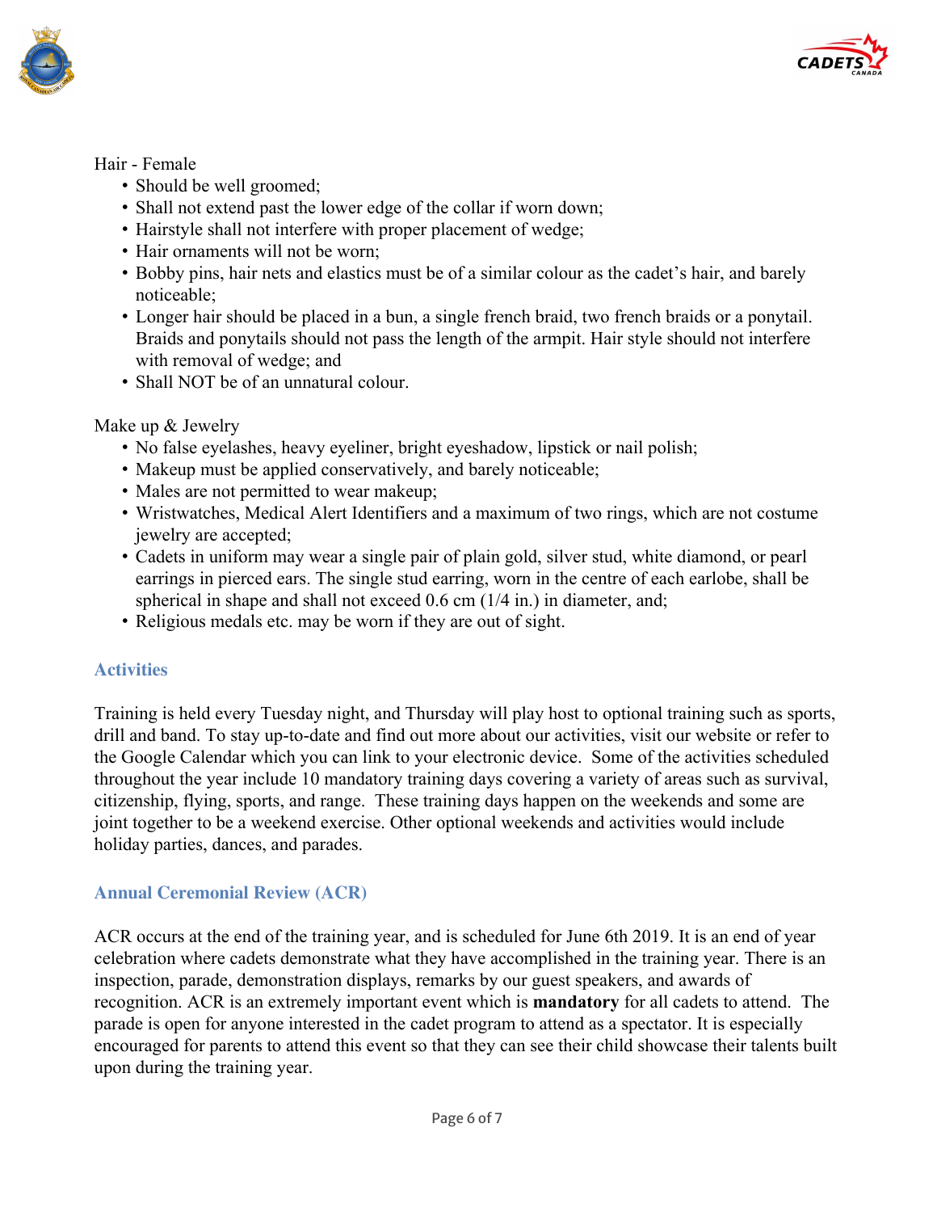Hair - Female

- Should be well groomed;
- Shall not extend past the lower edge of the collar if worn down;
- Hairstyle shall not interfere with proper placement of wedge;
- Hair ornaments will not be worn;
- Bobby pins, hair nets and elastics must be of a similar colour as the cadet's hair, and barely noticeable;
- Longer hair should be placed in a bun, a single french braid, two french braids or a ponytail. Braids and ponytails should not pass the length of the armpit. Hair style should not interfere with removal of wedge; and
- Shall NOT be of an unnatural colour.

Make up & Jewelry

- No false eyelashes, heavy eyeliner, bright eyeshadow, lipstick or nail polish;
- Makeup must be applied conservatively, and barely noticeable;
- Males are not permitted to wear makeup;
- Wristwatches, Medical Alert Identifiers and a maximum of two rings, which are not costume jewelry are accepted;
- Cadets in uniform may wear a single pair of plain gold, silver stud, white diamond, or pearl earrings in pierced ears. The single stud earring, worn in the centre of each earlobe, shall be spherical in shape and shall not exceed 0.6 cm (1/4 in.) in diameter, and;
- Religious medals etc. may be worn if they are out of sight.

## Activities

Training is held every Tuesday night, and Thursday will play host to optional training such as sports, drill and band. To stay up-to-date and find out more about our activities, visit our website or refer to the Google Calendar which you can link to your electronic device. Some of the activities scheduled throughout the year include 10 mandatory training days covering a variety of areas such as survival, citizenship, flying, sports, and range. These training days happen on the weekends and some are joint together to be a weekend exercise. Other optional weekends and activities would include holiday parties, dances, and parades.

## Annual Ceremonial Review (ACR)

ACR occurs at the end of the training year, and is scheduled for June 6th 2019. It is an end of year celebration where cadets demonstrate what they have accomplished in the training year. There is an inspection, parade, demonstration displays, remarks by our guest speakers, and awards of recognition. ACR is an extremely important event which is **mandatory** for all cadets to attend. The parade is open for anyone interested in the cadet program to attend as a spectator. It is especially encouraged for parents to attend this event so that they can see their child showcase their talents built upon during the training year.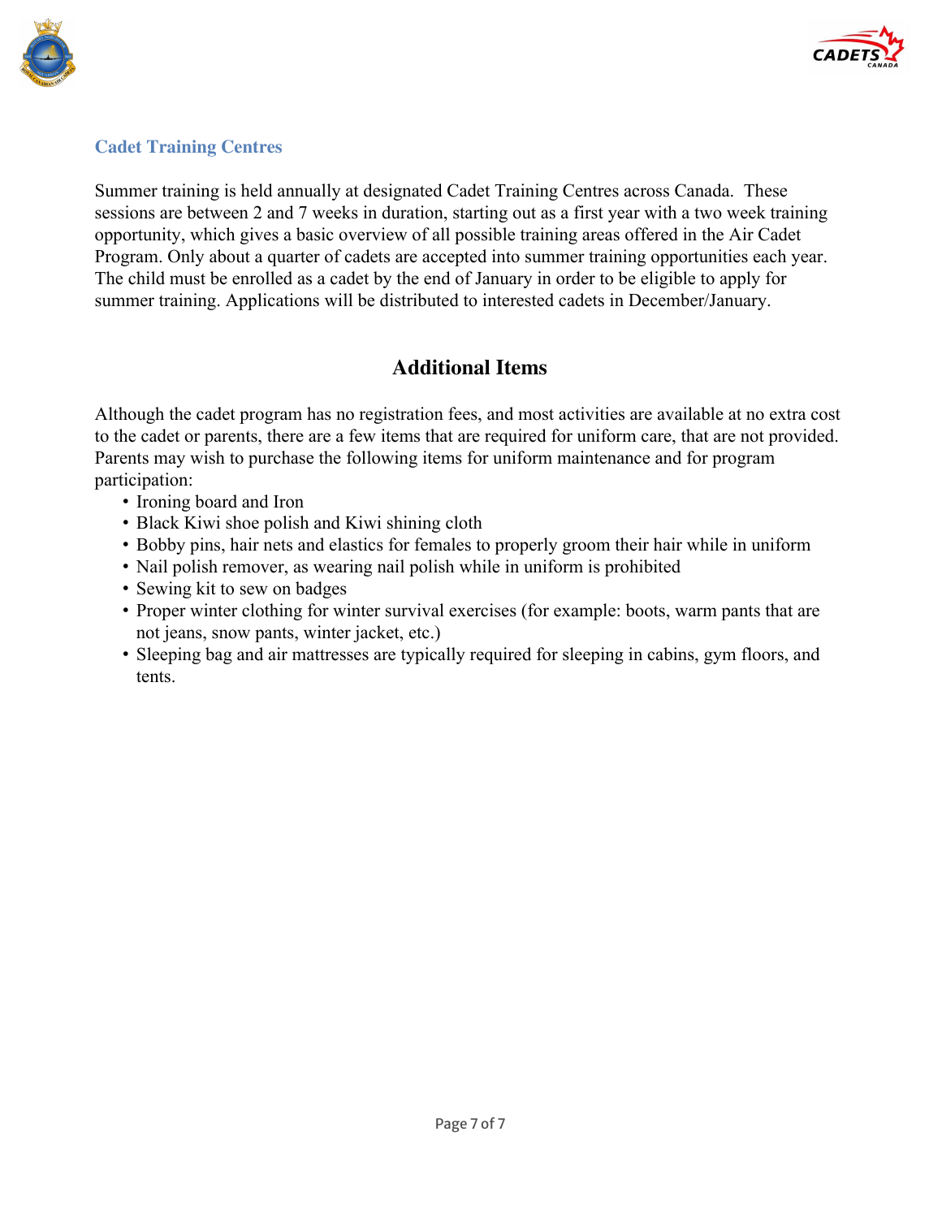### Cadet Training Centres

Summer training is held annually at designated Cadet Training Centres across Canada. These sessions are between 2 and 7 weeks in duration, starting out as a first year with a two week training opportunity, which gives a basic overview of all possible training areas offered in the Air Cadet Program. Only about a quarter of cadets are accepted into summer training opportunities each year. The child must be enrolled as a cadet by the end of January in order to be eligible to apply for summer training. Applications will be distributed to interested cadets in December/January.

## Additional Items

Although the cadet program has no registration fees, and most activities are available at no extra cost to the cadet or parents, there are a few items that are required for uniform care, that are not provided. Parents may wish to purchase the following items for uniform maintenance and for program participation:

- Ironing board and Iron
- Black Kiwi shoe polish and Kiwi shining cloth
- Bobby pins, hair nets and elastics for females to properly groom their hair while in uniform
- Nail polish remover, as wearing nail polish while in uniform is prohibited
- Sewing kit to sew on badges
- Proper winter clothing for winter survival exercises (for example: boots, warm pants that are not jeans, snow pants, winter jacket, etc.)
- Sleeping bag and air mattresses are typically required for sleeping in cabins, gym floors, and tents.